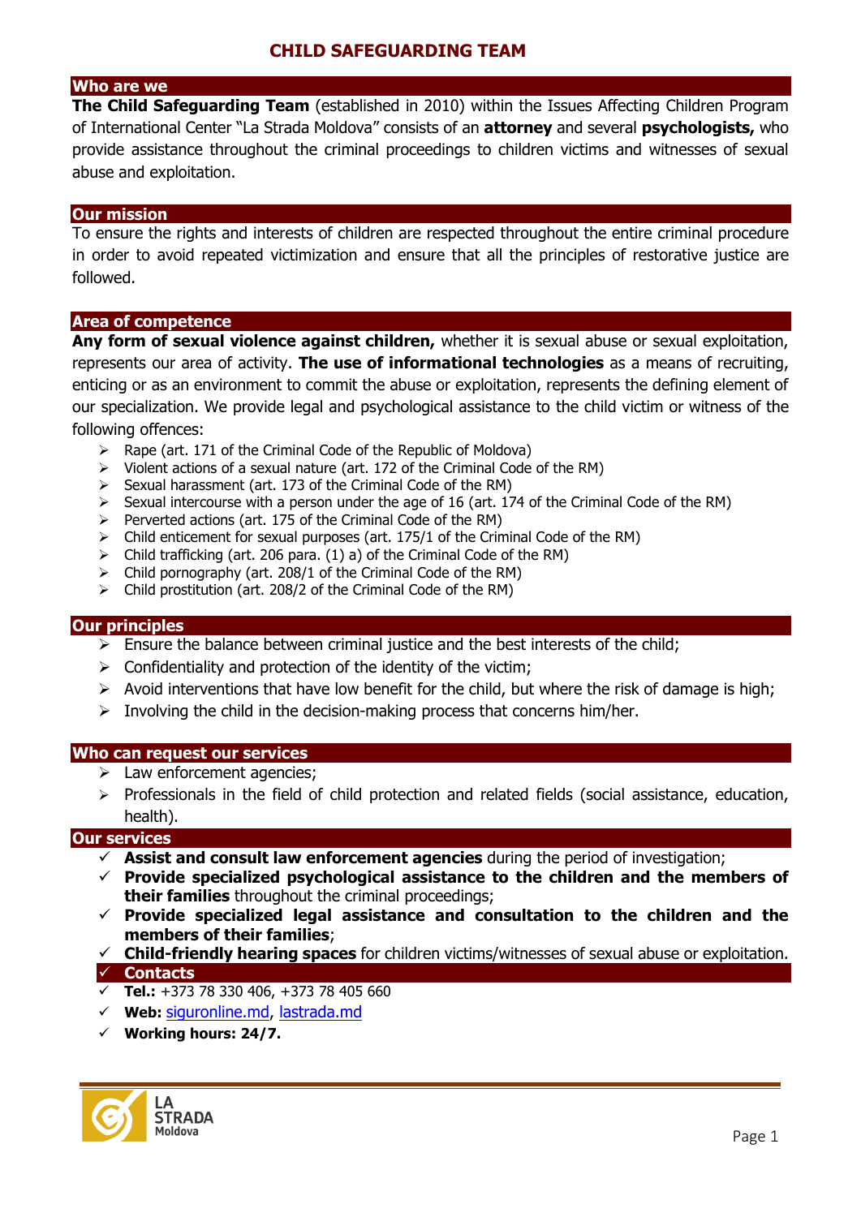# CHILD SAFEGUARDING TEAM

## Who are we

**The Child Safeguarding Team** (established in 2010) within the Issues Affecting Children Program of International Center "La Strada Moldova" consists of an **attorney** and several **psychologists,** who provide assistance throughout the criminal proceedings to children victims and witnesses of sexual abuse and exploitation.

## Our mission

To ensure the rights and interests of children are respected throughout the entire criminal procedure in order to avoid repeated victimization and ensure that all the principles of restorative justice are followed.

## Area of competence

**Any form of sexual violence against children,** whether it is sexual abuse or sexual exploitation, represents our area of activity. **The use of informational technologies** as a means of recruiting, enticing or as an environment to commit the abuse or exploitation, represents the defining element of our specialization. We provide legal and psychological assistance to the child victim or witness of the following offences:

- Rape (art. 171 of the Criminal Code of the Republic of Moldova)
- Violent actions of a sexual nature (art. 172 of the Criminal Code of the RM)
- Sexual harassment (art. 173 of the Criminal Code of the RM)
- Sexual intercourse with a person under the age of 16 (art. 174 of the Criminal Code of the RM)
- Perverted actions (art. 175 of the Criminal Code of the RM)
- Child enticement for sexual purposes (art. 175/1 of the Criminal Code of the RM)
- Child trafficking (art. 206 para. (1) a) of the Criminal Code of the RM)
- Child pornography (art. 208/1 of the Criminal Code of the RM)
- Child prostitution (art. 208/2 of the Criminal Code of the RM)

## Our principles

- Ensure the balance between criminal justice and the best interests of the child;
- Confidentiality and protection of the identity of the victim;
- Avoid interventions that have low benefit for the child, but where the risk of damage is high;
- Involving the child in the decision-making process that concerns him/her.

## Who can request our services

- Law enforcement agencies;
- Professionals in the field of child protection and related fields (social assistance, education, health).

## Our services

- **Assist and consult law enforcement agencies** during the period of investigation;
- **Provide specialized psychological assistance to the children and the members of their families** throughout the criminal proceedings;
- **Provide specialized legal assistance and consultation to the children and the members of their families**;
- **Child-friendly hearing spaces** for children victims/witnesses of sexual abuse or exploitation.

## Contacts

- **Tel.:** +373 78 330 406, +373 78 405 660
- **Web:** siguronline.md, lastrada.md
- **Working hours: 24/7.**

LA STRADA Moldova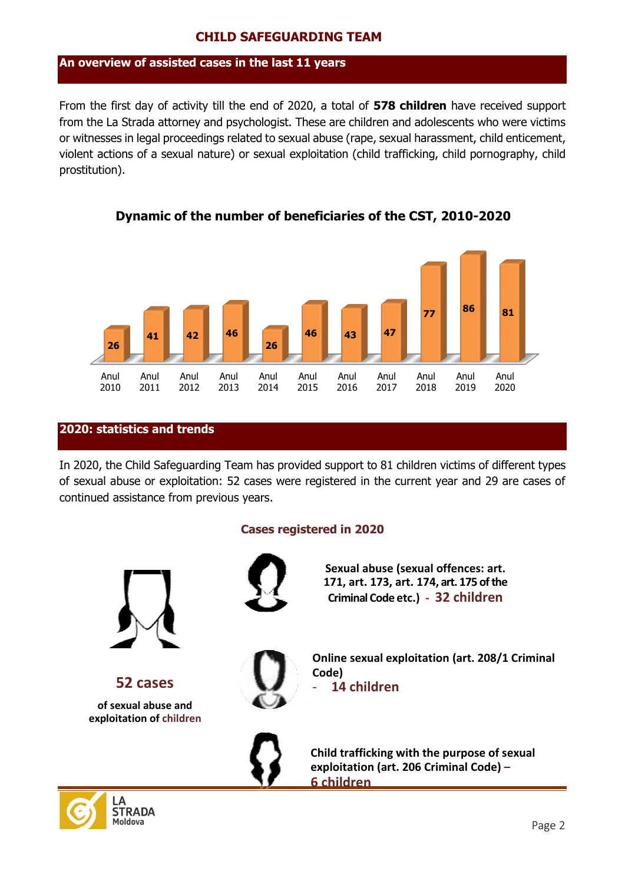# CHILD SAFEGUARDING TEAM

## An overview of assisted cases in the last 11 years

From the first day of activity till the end of 2020, a total of **578 children** have received support from the La Strada attorney and psychologist. These are children and adolescents who were victims or witnesses in legal proceedings related to sexual abuse (rape, sexual harassment, child enticement, violent actions of a sexual nature) or sexual exploitation (child trafficking, child pornography, child prostitution).

### Dynamic of the number of beneficiaries of the CST, 2010-2020

| Anul 2010 | Anul 2011 | Anul 2012 | Anul 2013 | Anul 2014 | Anul 2015 | Anul 2016 | Anul 2017 | Anul 2018 | Anul 2019 | Anul 2020 |
|---|---|---|---|---|---|---|---|---|---|---|
| 26 | 41 | 42 | 46 | 26 | 46 | 43 | 47 | 77 | 86 | 81 |

## 2020: statistics and trends

In 2020, the Child Safeguarding Team has provided support to 81 children victims of different types of sexual abuse or exploitation: 52 cases were registered in the current year and 29 are cases of continued assistance from previous years.

### Cases registered in 2020

**52 cases**

**of sexual abuse and exploitation of children**

- **Sexual abuse (sexual offences: art. 171, art. 173, art. 174, art. 175 of the Criminal Code etc.) - 32 children**
- **Online sexual exploitation (art. 208/1 Criminal Code) - 14 children**
- **Child trafficking with the purpose of sexual exploitation (art. 206 Criminal Code) – 6 children**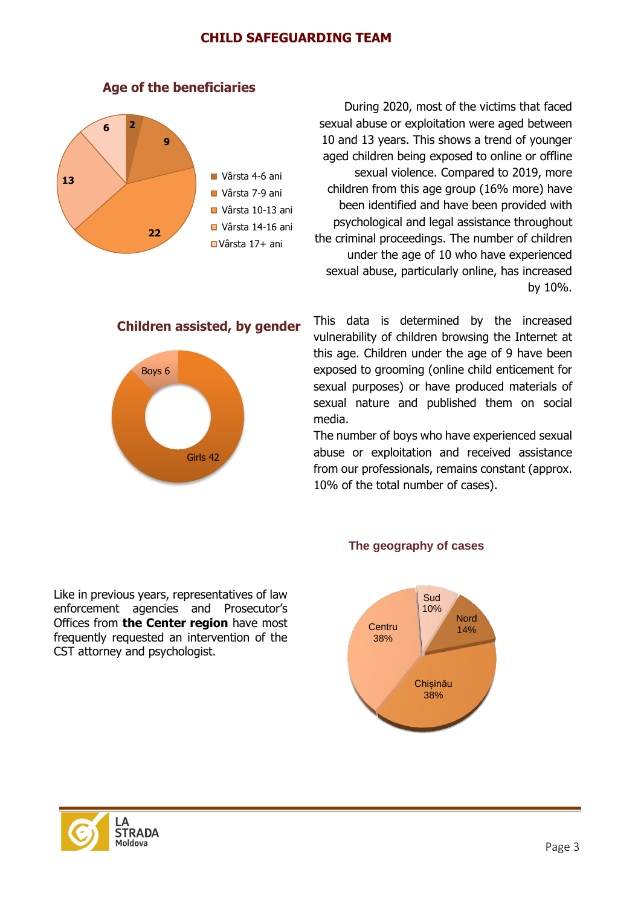## CHILD SAFEGUARDING TEAM

### Age of the beneficiaries

| Age group | Number |
|---|---|
| Vârsta 4-6 ani | 2 |
| Vârsta 7-9 ani | 9 |
| Vârsta 10-13 ani | 22 |
| Vârsta 14-16 ani | 13 |
| Vârsta 17+ ani | 6 |

During 2020, most of the victims that faced sexual abuse or exploitation were aged between 10 and 13 years. This shows a trend of younger aged children being exposed to online or offline sexual violence. Compared to 2019, more children from this age group (16% more) have been identified and have been provided with psychological and legal assistance throughout the criminal proceedings. The number of children under the age of 10 who have experienced sexual abuse, particularly online, has increased by 10%.

### Children assisted, by gender

| Gender | Number |
|---|---|
| Boys | 6 |
| Girls | 42 |

This data is determined by the increased vulnerability of children browsing the Internet at this age. Children under the age of 9 have been exposed to grooming (online child enticement for sexual purposes) or have produced materials of sexual nature and published them on social media.

The number of boys who have experienced sexual abuse or exploitation and received assistance from our professionals, remains constant (approx. 10% of the total number of cases).

### The geography of cases

| Region | Share |
|---|---|
| Sud | 10% |
| Nord | 14% |
| Chișinău | 38% |
| Centru | 38% |

Like in previous years, representatives of law enforcement agencies and Prosecutor's Offices from **the Center region** have most frequently requested an intervention of the CST attorney and psychologist.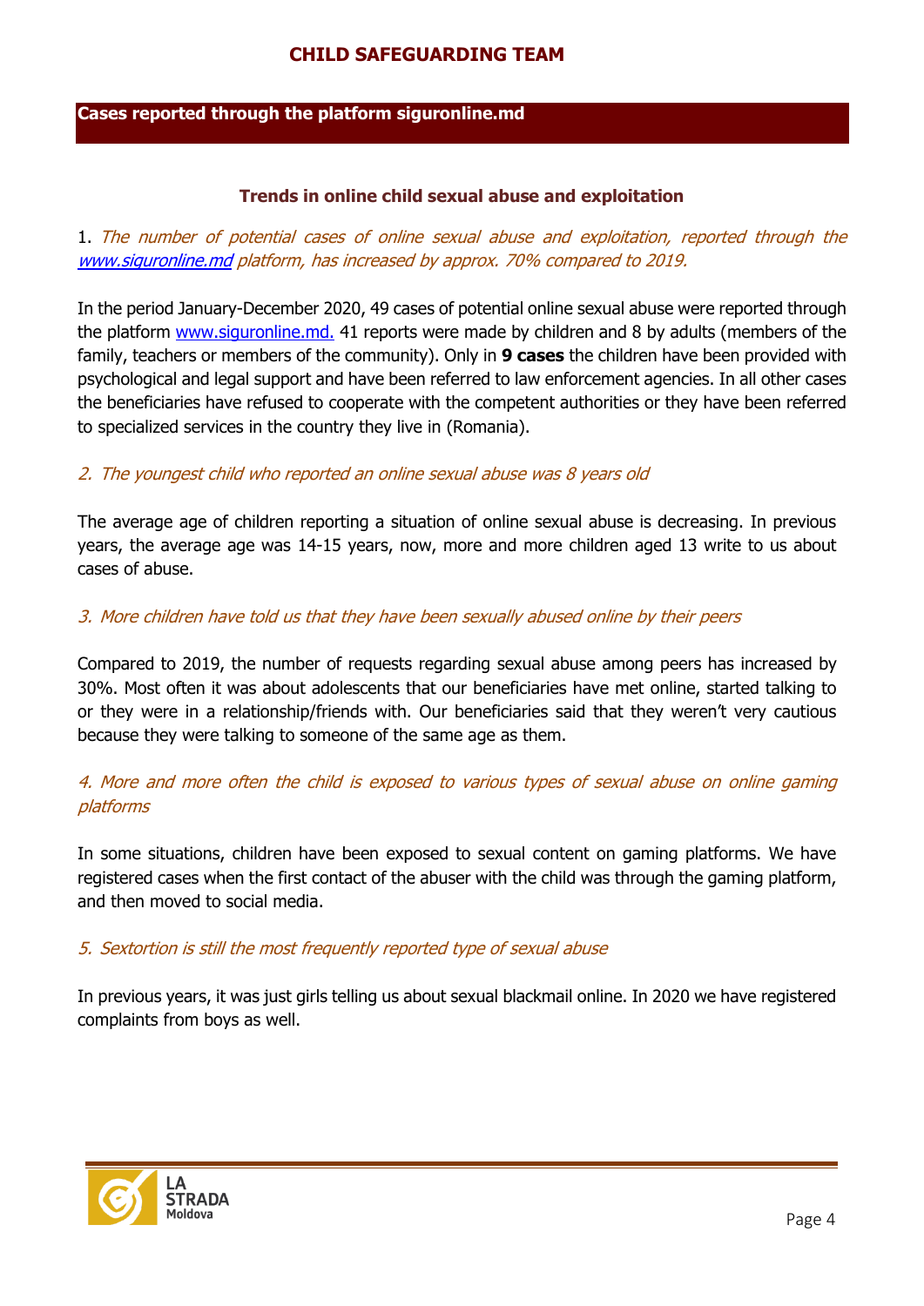# CHILD SAFEGUARDING TEAM

## Cases reported through the platform siguronline.md

### Trends in online child sexual abuse and exploitation

1. *The number of potential cases of online sexual abuse and exploitation, reported through the www.siguronline.md platform, has increased by approx. 70% compared to 2019.*

In the period January-December 2020, 49 cases of potential online sexual abuse were reported through the platform www.siguronline.md. 41 reports were made by children and 8 by adults (members of the family, teachers or members of the community). Only in **9 cases** the children have been provided with psychological and legal support and have been referred to law enforcement agencies. In all other cases the beneficiaries have refused to cooperate with the competent authorities or they have been referred to specialized services in the country they live in (Romania).

2. *The youngest child who reported an online sexual abuse was 8 years old*

The average age of children reporting a situation of online sexual abuse is decreasing. In previous years, the average age was 14-15 years, now, more and more children aged 13 write to us about cases of abuse.

3. *More children have told us that they have been sexually abused online by their peers*

Compared to 2019, the number of requests regarding sexual abuse among peers has increased by 30%. Most often it was about adolescents that our beneficiaries have met online, started talking to or they were in a relationship/friends with. Our beneficiaries said that they weren't very cautious because they were talking to someone of the same age as them.

4. *More and more often the child is exposed to various types of sexual abuse on online gaming platforms*

In some situations, children have been exposed to sexual content on gaming platforms. We have registered cases when the first contact of the abuser with the child was through the gaming platform, and then moved to social media.

5. *Sextortion is still the most frequently reported type of sexual abuse*

In previous years, it was just girls telling us about sexual blackmail online. In 2020 we have registered complaints from boys as well.